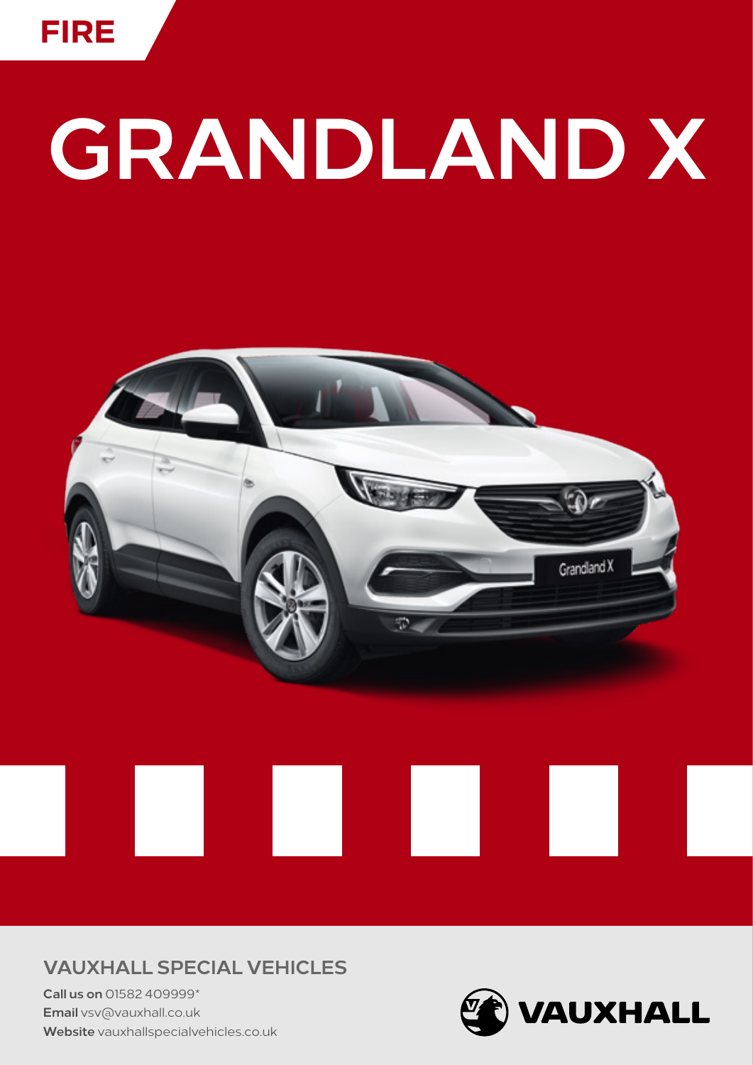FIRE

# GRANDLAND X

## VAUXHALL SPECIAL VEHICLES

**Call us on** 01582 409999*
**Email** vsv@vauxhall.co.uk
**Website** vauxhallspecialvehicles.co.uk

VAUXHALL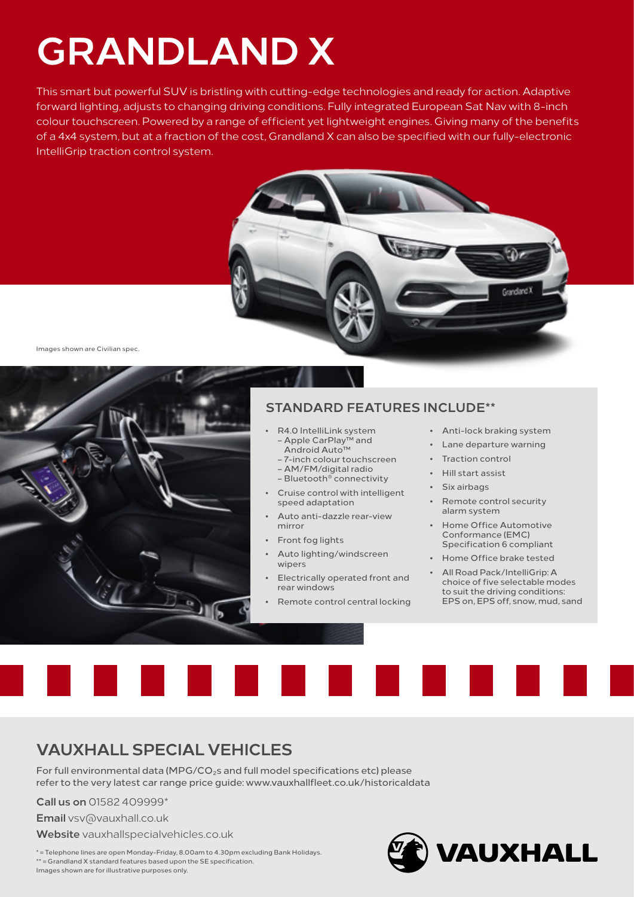# GRANDLAND X

This smart but powerful SUV is bristling with cutting-edge technologies and ready for action. Adaptive forward lighting, adjusts to changing driving conditions. Fully integrated European Sat Nav with 8-inch colour touchscreen. Powered by a range of efficient yet lightweight engines. Giving many of the benefits of a 4x4 system, but at a fraction of the cost, Grandland X can also be specified with our fully-electronic IntelliGrip traction control system.

Images shown are Civilian spec.

## STANDARD FEATURES INCLUDE**

- R4.0 IntelliLink system
  - Apple CarPlay™ and Android Auto™
  - 7-inch colour touchscreen
  - AM/FM/digital radio
  - Bluetooth® connectivity
- Cruise control with intelligent speed adaptation
- Auto anti-dazzle rear-view mirror
- Front fog lights
- Auto lighting/windscreen wipers
- Electrically operated front and rear windows
- Remote control central locking
- Anti-lock braking system
- Lane departure warning
- Traction control
- Hill start assist
- Six airbags
- Remote control security alarm system
- Home Office Automotive Conformance (EMC) Specification 6 compliant
- Home Office brake tested
- All Road Pack/IntelliGrip: A choice of five selectable modes to suit the driving conditions: EPS on, EPS off, snow, mud, sand

## VAUXHALL SPECIAL VEHICLES

For full environmental data (MPG/$CO_2$s and full model specifications etc) please refer to the very latest car range price guide: www.vauxhallfleet.co.uk/historicaldata

**Call us on** 01582 409999*

**Email** vsv@vauxhall.co.uk

**Website** vauxhallspecialvehicles.co.uk

\* = Telephone lines are open Monday-Friday, 8.00am to 4.30pm excluding Bank Holidays.
** = Grandland X standard features based upon the SE specification.
Images shown are for illustrative purposes only.

VAUXHALL